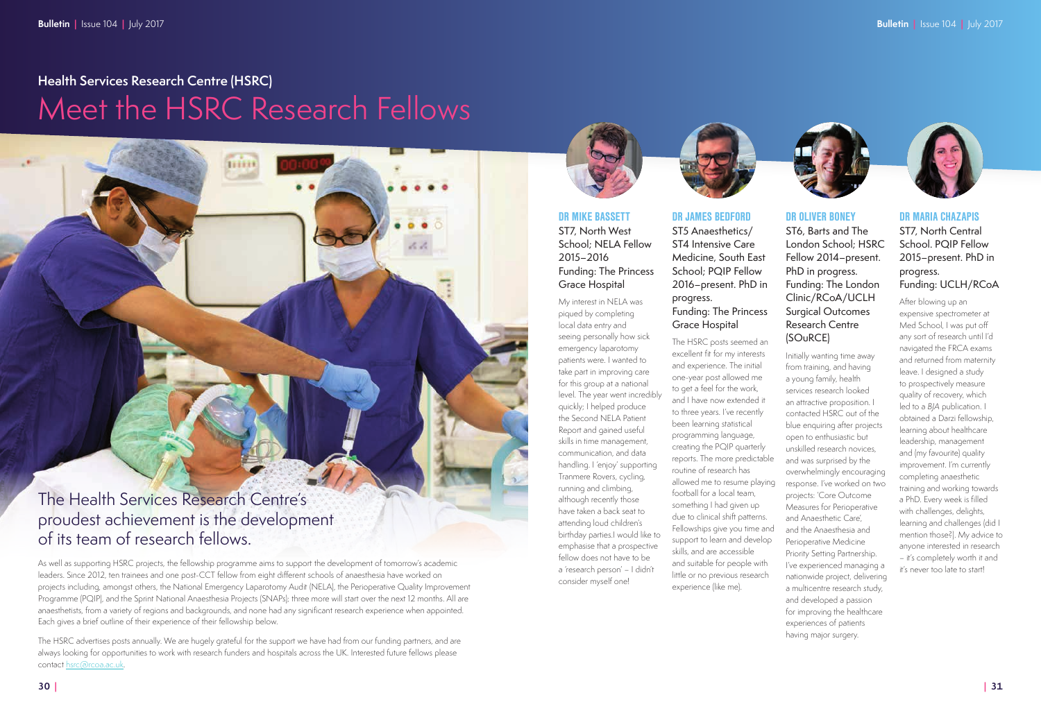## Health Services Research Centre (HSRC)

# Meet the HSRC Research Fellows

The Health Services Research Centre's proudest achievement is the development of its team of research fellows.

As well as supporting HSRC projects, the fellowship programme aims to support the development of tomorrow's academic leaders. Since 2012, ten trainees and one post-CCT fellow from eight different schools of anaesthesia have worked on projects including, amongst others, the National Emergency Laparotomy Audit (NELA), the Perioperative Quality Improvement Programme (PQIP), and the Sprint National Anaesthesia Projects (SNAPs); three more will start over the next 12 months. All are anaesthetists, from a variety of regions and backgrounds, and none had any significant research experience when appointed. Each gives a brief outline of their experience of their fellowship below.

The HSRC advertises posts annually. We are hugely grateful for the support we have had from our funding partners, and are always looking for opportunities to work with research funders and hospitals across the UK. Interested future fellows please contact hsrc@rcoa.ac.uk.

### DR MIKE BASSETT

ST7, North West School; NELA Fellow 2015–2016
Funding: The Princess Grace Hospital

My interest in NELA was piqued by completing local data entry and seeing personally how sick emergency laparotomy patients were. I wanted to take part in improving care for this group at a national level. The year went incredibly quickly; I helped produce the Second NELA Patient Report and gained useful skills in time management, communication, and data handling. I 'enjoy' supporting Tranmere Rovers, cycling, running and climbing, although recently those have taken a back seat to attending loud children's birthday parties.I would like to emphasise that a prospective fellow does not have to be a 'research person' – I didn't consider myself one!

### DR JAMES BEDFORD

ST5 Anaesthetics/ ST4 Intensive Care Medicine, South East School; PQIP Fellow 2016–present. PhD in progress.
Funding: The Princess Grace Hospital

The HSRC posts seemed an excellent fit for my interests and experience. The initial one-year post allowed me to get a feel for the work, and I have now extended it to three years. I've recently been learning statistical programming language, creating the PQIP quarterly reports. The more predictable routine of research has allowed me to resume playing football for a local team, something I had given up due to clinical shift patterns. Fellowships give you time and support to learn and develop skills, and are accessible and suitable for people with little or no previous research experience (like me).

### DR OLIVER BONEY

ST6, Barts and The London School; HSRC Fellow 2014–present. PhD in progress.
Funding: The London Clinic/RCoA/UCLH Surgical Outcomes Research Centre (SOuRCE)

Initially wanting time away from training, and having a young family, health services research looked an attractive proposition. I contacted HSRC out of the blue enquiring after projects open to enthusiastic but unskilled research novices, and was surprised by the overwhelmingly encouraging response. I've worked on two projects: 'Core Outcome Measures for Perioperative and Anaesthetic Care', and the Anaesthesia and Perioperative Medicine Priority Setting Partnership. I've experienced managing a nationwide project, delivering a multicentre research study, and developed a passion for improving the healthcare experiences of patients having major surgery.

### DR MARIA CHAZAPIS

ST7, North Central School. PQIP Fellow 2015–present. PhD in progress.
Funding: UCLH/RCoA

After blowing up an expensive spectrometer at Med School, I was put off any sort of research until I'd navigated the FRCA exams and returned from maternity leave. I designed a study to prospectively measure quality of recovery, which led to a *BJA* publication. I obtained a Darzi fellowship, learning about healthcare leadership, management and (my favourite) quality improvement. I'm currently completing anaesthetic training and working towards a PhD. Every week is filled with challenges, delights, learning and challenges (did I mention those?). My advice to anyone interested in research – it's completely worth it and it's never too late to start!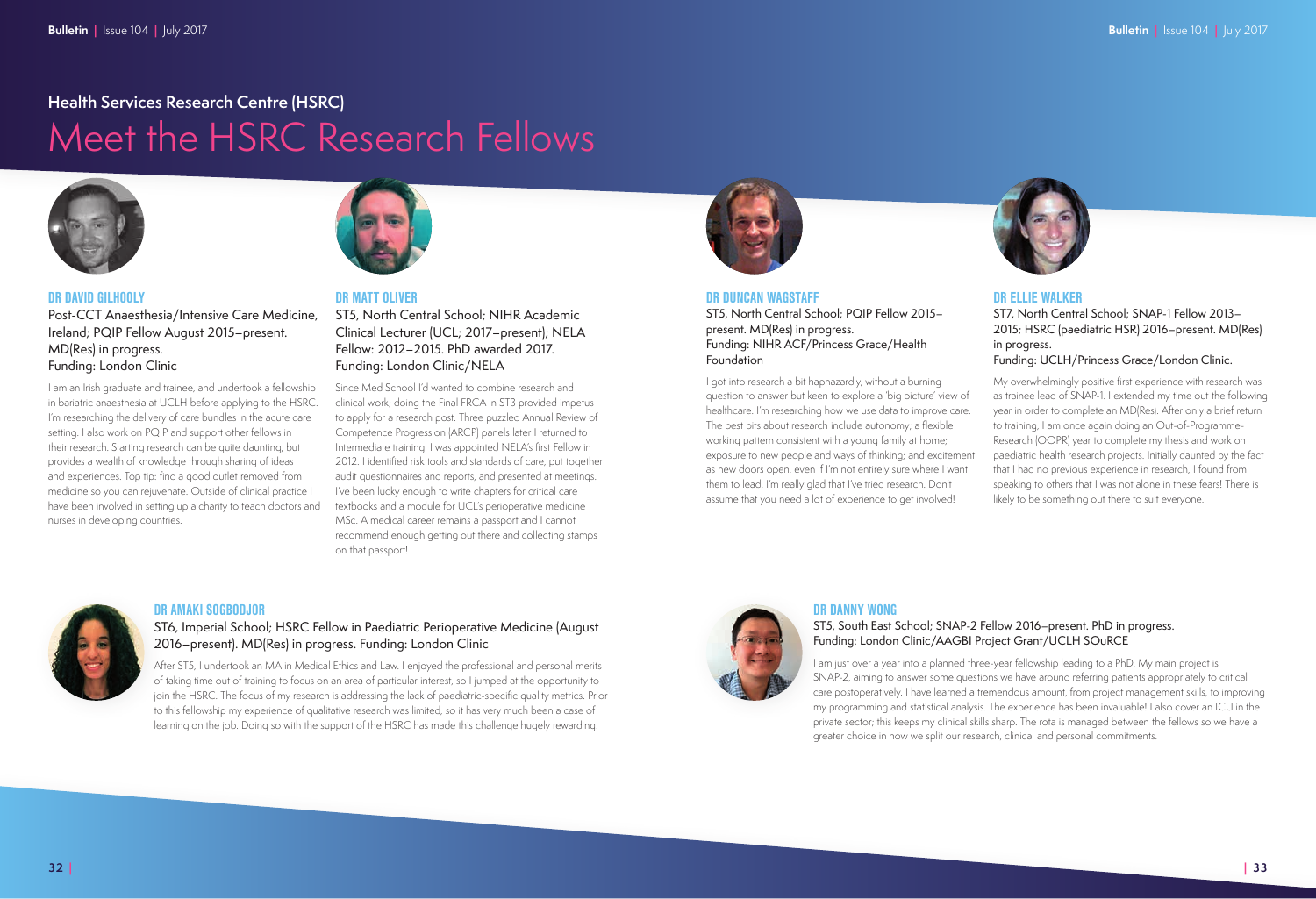## Health Services Research Centre (HSRC)

# Meet the HSRC Research Fellows

### DR DAVID GILHOOLY

Post-CCT Anaesthesia/Intensive Care Medicine, Ireland; PQIP Fellow August 2015–present. MD(Res) in progress.
Funding: London Clinic

I am an Irish graduate and trainee, and undertook a fellowship in bariatric anaesthesia at UCLH before applying to the HSRC. I'm researching the delivery of care bundles in the acute care setting. I also work on PQIP and support other fellows in their research. Starting research can be quite daunting, but provides a wealth of knowledge through sharing of ideas and experiences. Top tip: find a good outlet removed from medicine so you can rejuvenate. Outside of clinical practice I have been involved in setting up a charity to teach doctors and nurses in developing countries.

### DR MATT OLIVER

ST5, North Central School; NIHR Academic Clinical Lecturer (UCL; 2017–present); NELA Fellow: 2012–2015. PhD awarded 2017.
Funding: London Clinic/NELA

Since Med School I'd wanted to combine research and clinical work; doing the Final FRCA in ST3 provided impetus to apply for a research post. Three puzzled Annual Review of Competence Progression (ARCP) panels later I returned to Intermediate training! I was appointed NELA's first Fellow in 2012. I identified risk tools and standards of care, put together audit questionnaires and reports, and presented at meetings. I've been lucky enough to write chapters for critical care textbooks and a module for UCL's perioperative medicine MSc. A medical career remains a passport and I cannot recommend enough getting out there and collecting stamps on that passport!

### DR DUNCAN WAGSTAFF

ST5, North Central School; PQIP Fellow 2015–present. MD(Res) in progress.
Funding: NIHR ACF/Princess Grace/Health Foundation

I got into research a bit haphazardly, without a burning question to answer but keen to explore a 'big picture' view of healthcare. I'm researching how we use data to improve care. The best bits about research include autonomy; a flexible working pattern consistent with a young family at home; exposure to new people and ways of thinking; and excitement as new doors open, even if I'm not entirely sure where I want them to lead. I'm really glad that I've tried research. Don't assume that you need a lot of experience to get involved!

### DR ELLIE WALKER

ST7, North Central School; SNAP-1 Fellow 2013–2015; HSRC (paediatric HSR) 2016–present. MD(Res) in progress.
Funding: UCLH/Princess Grace/London Clinic.

My overwhelmingly positive first experience with research was as trainee lead of SNAP-1. I extended my time out the following year in order to complete an MD(Res). After only a brief return to training, I am once again doing an Out-of-Programme-Research (OOPR) year to complete my thesis and work on paediatric health research projects. Initially daunted by the fact that I had no previous experience in research, I found from speaking to others that I was not alone in these fears! There is likely to be something out there to suit everyone.

### DR AMAKI SOGBODJOR

ST6, Imperial School; HSRC Fellow in Paediatric Perioperative Medicine (August 2016–present). MD(Res) in progress. Funding: London Clinic

After ST5, I undertook an MA in Medical Ethics and Law. I enjoyed the professional and personal merits of taking time out of training to focus on an area of particular interest, so I jumped at the opportunity to join the HSRC. The focus of my research is addressing the lack of paediatric-specific quality metrics. Prior to this fellowship my experience of qualitative research was limited, so it has very much been a case of learning on the job. Doing so with the support of the HSRC has made this challenge hugely rewarding.

### DR DANNY WONG

ST5, South East School; SNAP-2 Fellow 2016–present. PhD in progress.
Funding: London Clinic/AAGBI Project Grant/UCLH SOuRCE

I am just over a year into a planned three-year fellowship leading to a PhD. My main project is SNAP-2, aiming to answer some questions we have around referring patients appropriately to critical care postoperatively. I have learned a tremendous amount, from project management skills, to improving my programming and statistical analysis. The experience has been invaluable! I also cover an ICU in the private sector; this keeps my clinical skills sharp. The rota is managed between the fellows so we have a greater choice in how we split our research, clinical and personal commitments.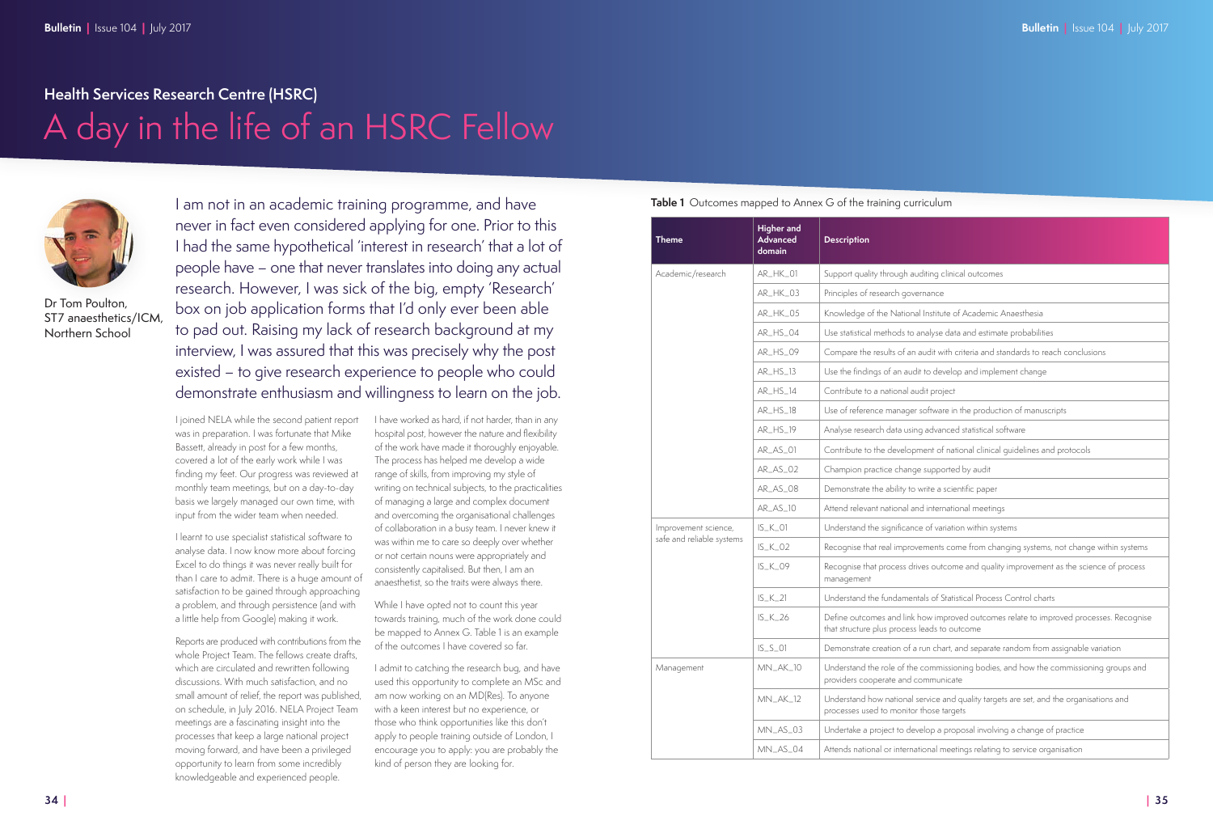## Health Services Research Centre (HSRC)

# A day in the life of an HSRC Fellow

Dr Tom Poulton, ST7 anaesthetics/ICM, Northern School

I am not in an academic training programme, and have never in fact even considered applying for one. Prior to this I had the same hypothetical 'interest in research' that a lot of people have – one that never translates into doing any actual research. However, I was sick of the big, empty 'Research' box on job application forms that I'd only ever been able to pad out. Raising my lack of research background at my interview, I was assured that this was precisely why the post existed – to give research experience to people who could demonstrate enthusiasm and willingness to learn on the job.

I joined NELA while the second patient report was in preparation. I was fortunate that Mike Bassett, already in post for a few months, covered a lot of the early work while I was finding my feet. Our progress was reviewed at monthly team meetings, but on a day-to-day basis we largely managed our own time, with input from the wider team when needed.

I learnt to use specialist statistical software to analyse data. I now know more about forcing Excel to do things it was never really built for than I care to admit. There is a huge amount of satisfaction to be gained through approaching a problem, and through persistence (and with a little help from Google) making it work.

Reports are produced with contributions from the whole Project Team. The fellows create drafts, which are circulated and rewritten following discussions. With much satisfaction, and no small amount of relief, the report was published, on schedule, in July 2016. NELA Project Team meetings are a fascinating insight into the processes that keep a large national project moving forward, and have been a privileged opportunity to learn from some incredibly knowledgeable and experienced people.

I have worked as hard, if not harder, than in any hospital post, however the nature and flexibility of the work have made it thoroughly enjoyable. The process has helped me develop a wide range of skills, from improving my style of writing on technical subjects, to the practicalities of managing a large and complex document and overcoming the organisational challenges of collaboration in a busy team. I never knew it was within me to care so deeply over whether or not certain nouns were appropriately and consistently capitalised. But then, I am an anaesthetist, so the traits were always there.

While I have opted not to count this year towards training, much of the work done could be mapped to Annex G. Table 1 is an example of the outcomes I have covered so far.

I admit to catching the research bug, and have used this opportunity to complete an MSc and am now working on an MD(Res). To anyone with a keen interest but no experience, or those who think opportunities like this don't apply to people training outside of London, I encourage you to apply: you are probably the kind of person they are looking for.

**Table 1** Outcomes mapped to Annex G of the training curriculum

| Theme | Higher and Advanced domain | Description |
|---|---|---|
| Academic/research | AR_HK_01 | Support quality through auditing clinical outcomes |
| | AR_HK_03 | Principles of research governance |
| | AR_HK_05 | Knowledge of the National Institute of Academic Anaesthesia |
| | AR_HS_04 | Use statistical methods to analyse data and estimate probabilities |
| | AR_HS_09 | Compare the results of an audit with criteria and standards to reach conclusions |
| | AR_HS_13 | Use the findings of an audit to develop and implement change |
| | AR_HS_14 | Contribute to a national audit project |
| | AR_HS_18 | Use of reference manager software in the production of manuscripts |
| | AR_HS_19 | Analyse research data using advanced statistical software |
| | AR_AS_01 | Contribute to the development of national clinical guidelines and protocols |
| | AR_AS_02 | Champion practice change supported by audit |
| | AR_AS_08 | Demonstrate the ability to write a scientific paper |
| | AR_AS_10 | Attend relevant national and international meetings |
| Improvement science, safe and reliable systems | IS_K_01 | Understand the significance of variation within systems |
| | IS_K_02 | Recognise that real improvements come from changing systems, not change within systems |
| | IS_K_09 | Recognise that process drives outcome and quality improvement as the science of process management |
| | IS_K_21 | Understand the fundamentals of Statistical Process Control charts |
| | IS_K_26 | Define outcomes and link how improved outcomes relate to improved processes. Recognise that structure plus process leads to outcome |
| | IS_S_01 | Demonstrate creation of a run chart, and separate random from assignable variation |
| Management | MN_AK_10 | Understand the role of the commissioning bodies, and how the commissioning groups and providers cooperate and communicate |
| | MN_AK_12 | Understand how national service and quality targets are set, and the organisations and processes used to monitor those targets |
| | MN_AS_03 | Undertake a project to develop a proposal involving a change of practice |
| | MN_AS_04 | Attends national or international meetings relating to service organisation |